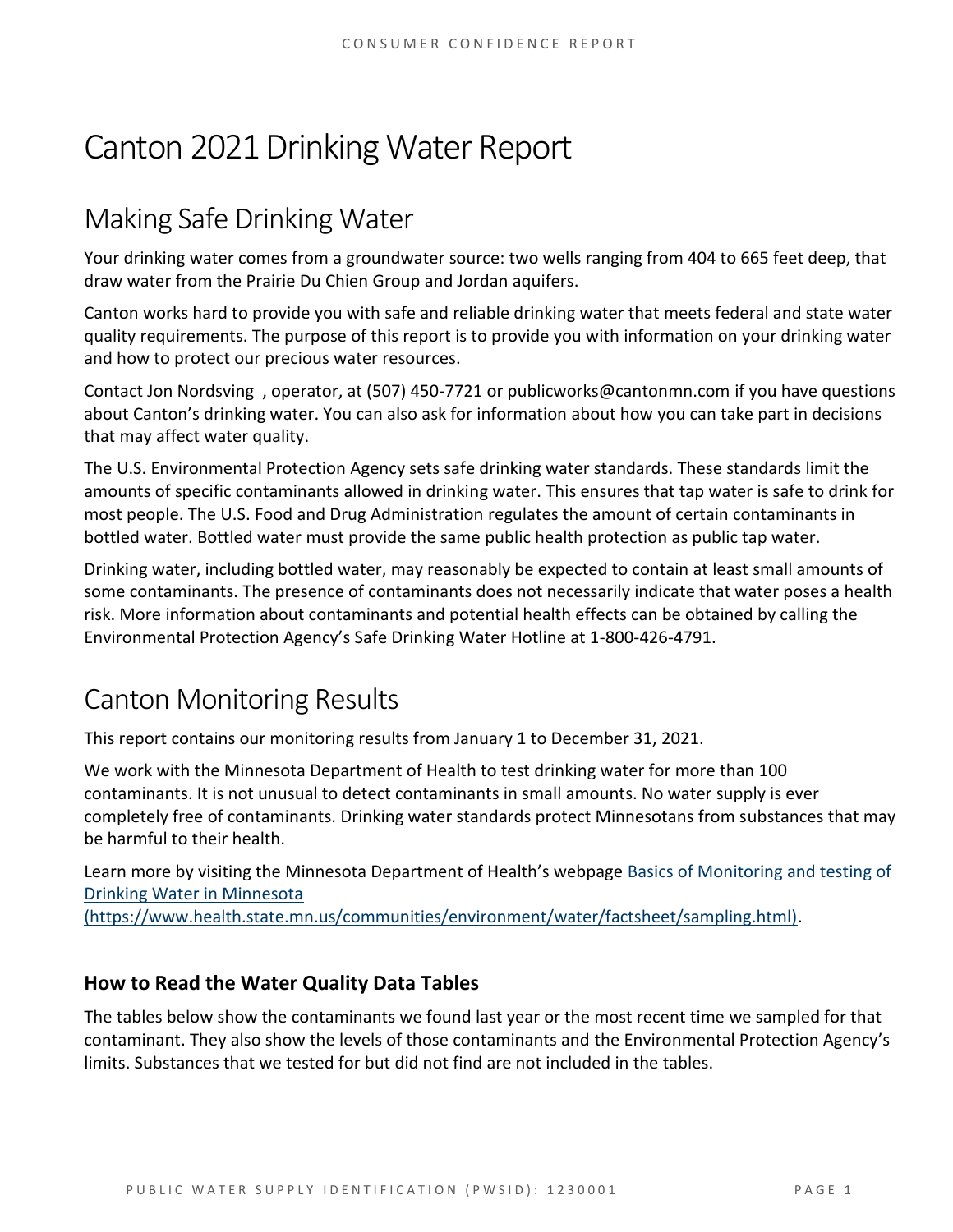# Canton 2021 Drinking Water Report

## Making Safe Drinking Water

Your drinking water comes from a groundwater source: two wells ranging from 404 to 665 feet deep, that draw water from the Prairie Du Chien Group and Jordan aquifers.

Canton works hard to provide you with safe and reliable drinking water that meets federal and state water quality requirements. The purpose of this report is to provide you with information on your drinking water and how to protect our precious water resources.

Contact Jon Nordsving , operator, at (507) 450-7721 or publicworks@cantonmn.com if you have questions about Canton's drinking water. You can also ask for information about how you can take part in decisions that may affect water quality.

The U.S. Environmental Protection Agency sets safe drinking water standards. These standards limit the amounts of specific contaminants allowed in drinking water. This ensures that tap water is safe to drink for most people. The U.S. Food and Drug Administration regulates the amount of certain contaminants in bottled water. Bottled water must provide the same public health protection as public tap water.

Drinking water, including bottled water, may reasonably be expected to contain at least small amounts of some contaminants. The presence of contaminants does not necessarily indicate that water poses a health risk. More information about contaminants and potential health effects can be obtained by calling the Environmental Protection Agency's Safe Drinking Water Hotline at 1-800-426-4791.

## Canton Monitoring Results

This report contains our monitoring results from January 1 to December 31, 2021.

We work with the Minnesota Department of Health to test drinking water for more than 100 contaminants. It is not unusual to detect contaminants in small amounts. No water supply is ever completely free of contaminants. Drinking water standards protect Minnesotans from substances that may be harmful to their health.

Learn more by visiting the Minnesota Department of Health's webpage [Basics of Monitoring and testing of Drinking Water in Minnesota (https://www.health.state.mn.us/communities/environment/water/factsheet/sampling.html)](https://www.health.state.mn.us/communities/environment/water/factsheet/sampling.html).

### How to Read the Water Quality Data Tables

The tables below show the contaminants we found last year or the most recent time we sampled for that contaminant. They also show the levels of those contaminants and the Environmental Protection Agency's limits. Substances that we tested for but did not find are not included in the tables.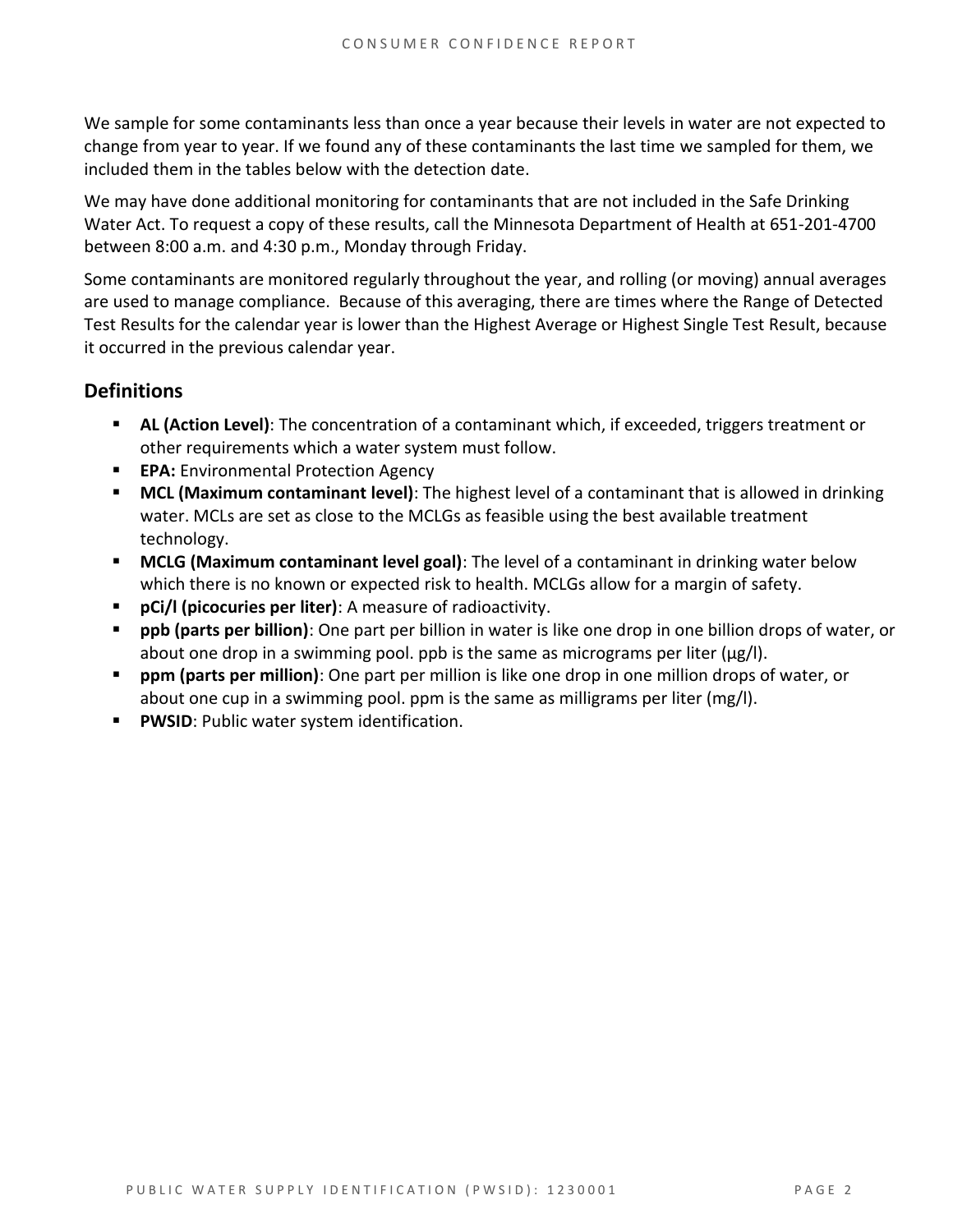We sample for some contaminants less than once a year because their levels in water are not expected to change from year to year. If we found any of these contaminants the last time we sampled for them, we included them in the tables below with the detection date.

We may have done additional monitoring for contaminants that are not included in the Safe Drinking Water Act. To request a copy of these results, call the Minnesota Department of Health at 651-201-4700 between 8:00 a.m. and 4:30 p.m., Monday through Friday.

Some contaminants are monitored regularly throughout the year, and rolling (or moving) annual averages are used to manage compliance. Because of this averaging, there are times where the Range of Detected Test Results for the calendar year is lower than the Highest Average or Highest Single Test Result, because it occurred in the previous calendar year.

## Definitions

- **AL (Action Level)**: The concentration of a contaminant which, if exceeded, triggers treatment or other requirements which a water system must follow.
- **EPA:** Environmental Protection Agency
- **MCL (Maximum contaminant level)**: The highest level of a contaminant that is allowed in drinking water. MCLs are set as close to the MCLGs as feasible using the best available treatment technology.
- **MCLG (Maximum contaminant level goal)**: The level of a contaminant in drinking water below which there is no known or expected risk to health. MCLGs allow for a margin of safety.
- **pCi/l (picocuries per liter)**: A measure of radioactivity.
- **ppb (parts per billion)**: One part per billion in water is like one drop in one billion drops of water, or about one drop in a swimming pool. ppb is the same as micrograms per liter (μg/l).
- **ppm (parts per million)**: One part per million is like one drop in one million drops of water, or about one cup in a swimming pool. ppm is the same as milligrams per liter (mg/l).
- **PWSID**: Public water system identification.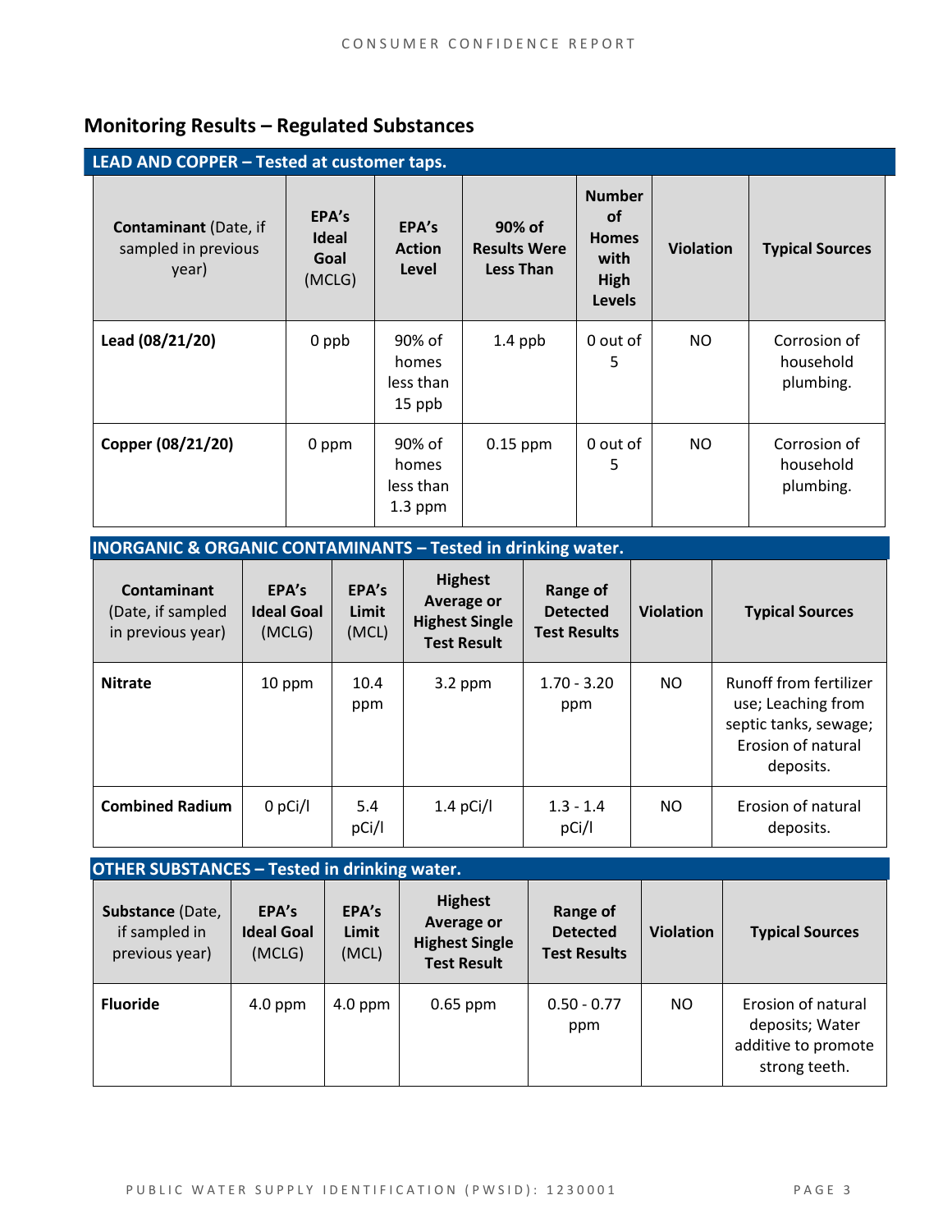## Monitoring Results – Regulated Substances

**LEAD AND COPPER – Tested at customer taps.**

| **Contaminant** (Date, if sampled in previous year) | **EPA's Ideal Goal** (MCLG) | **EPA's Action Level** | **90% of Results Were Less Than** | **Number of Homes with High Levels** | **Violation** | **Typical Sources** |
|---|---|---|---|---|---|---|
| **Lead (08/21/20)** | 0 ppb | 90% of homes less than 15 ppb | 1.4 ppb | 0 out of 5 | NO | Corrosion of household plumbing. |
| **Copper (08/21/20)** | 0 ppm | 90% of homes less than 1.3 ppm | 0.15 ppm | 0 out of 5 | NO | Corrosion of household plumbing. |

**INORGANIC & ORGANIC CONTAMINANTS – Tested in drinking water.**

| **Contaminant** (Date, if sampled in previous year) | **EPA's Ideal Goal** (MCLG) | **EPA's Limit** (MCL) | **Highest Average or Highest Single Test Result** | **Range of Detected Test Results** | **Violation** | **Typical Sources** |
|---|---|---|---|---|---|---|
| **Nitrate** | 10 ppm | 10.4 ppm | 3.2 ppm | 1.70 - 3.20 ppm | NO | Runoff from fertilizer use; Leaching from septic tanks, sewage; Erosion of natural deposits. |
| **Combined Radium** | 0 pCi/l | 5.4 pCi/l | 1.4 pCi/l | 1.3 - 1.4 pCi/l | NO | Erosion of natural deposits. |

**OTHER SUBSTANCES – Tested in drinking water.**

| **Substance** (Date, if sampled in previous year) | **EPA's Ideal Goal** (MCLG) | **EPA's Limit** (MCL) | **Highest Average or Highest Single Test Result** | **Range of Detected Test Results** | **Violation** | **Typical Sources** |
|---|---|---|---|---|---|---|
| **Fluoride** | 4.0 ppm | 4.0 ppm | 0.65 ppm | 0.50 - 0.77 ppm | NO | Erosion of natural deposits; Water additive to promote strong teeth. |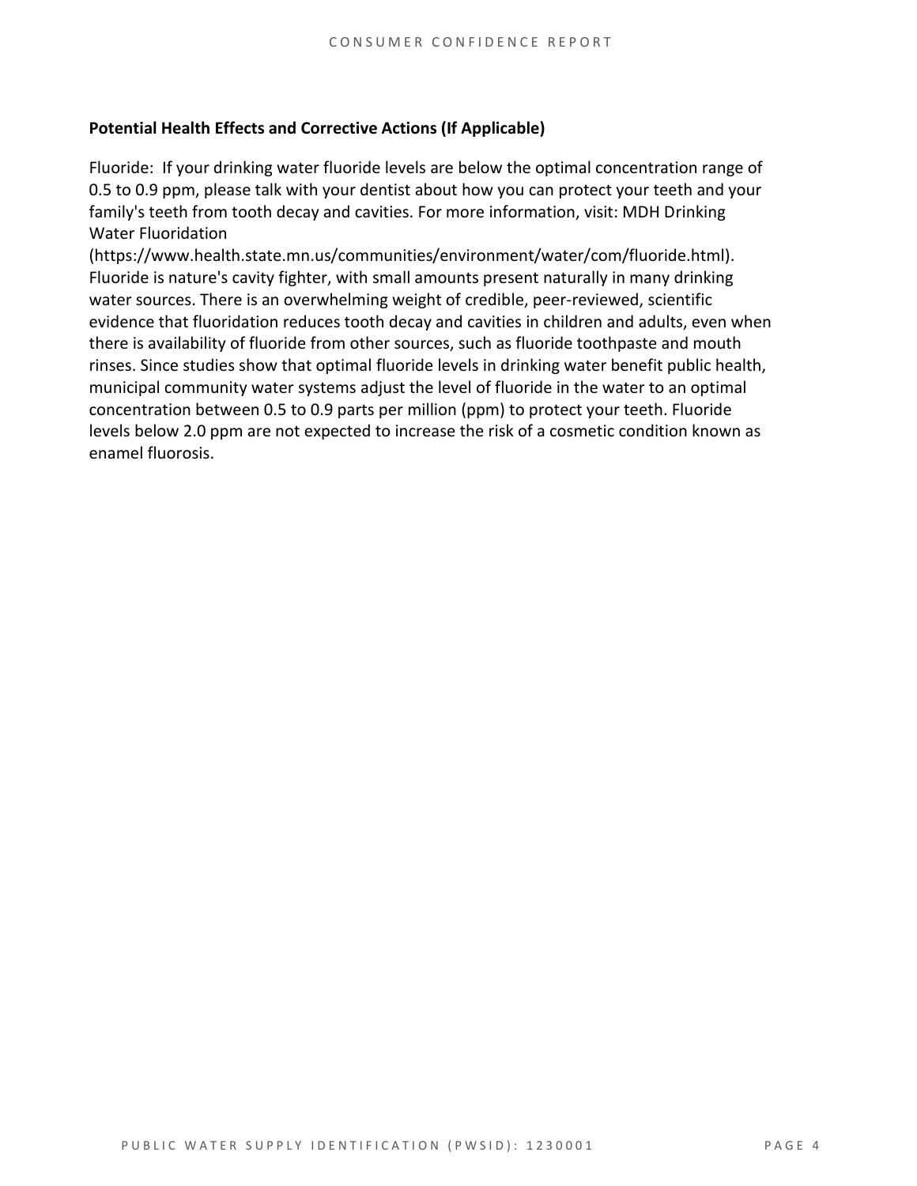**Potential Health Effects and Corrective Actions (If Applicable)**

Fluoride: If your drinking water fluoride levels are below the optimal concentration range of 0.5 to 0.9 ppm, please talk with your dentist about how you can protect your teeth and your family's teeth from tooth decay and cavities. For more information, visit: MDH Drinking Water Fluoridation (https://www.health.state.mn.us/communities/environment/water/com/fluoride.html). Fluoride is nature's cavity fighter, with small amounts present naturally in many drinking water sources. There is an overwhelming weight of credible, peer-reviewed, scientific evidence that fluoridation reduces tooth decay and cavities in children and adults, even when there is availability of fluoride from other sources, such as fluoride toothpaste and mouth rinses. Since studies show that optimal fluoride levels in drinking water benefit public health, municipal community water systems adjust the level of fluoride in the water to an optimal concentration between 0.5 to 0.9 parts per million (ppm) to protect your teeth. Fluoride levels below 2.0 ppm are not expected to increase the risk of a cosmetic condition known as enamel fluorosis.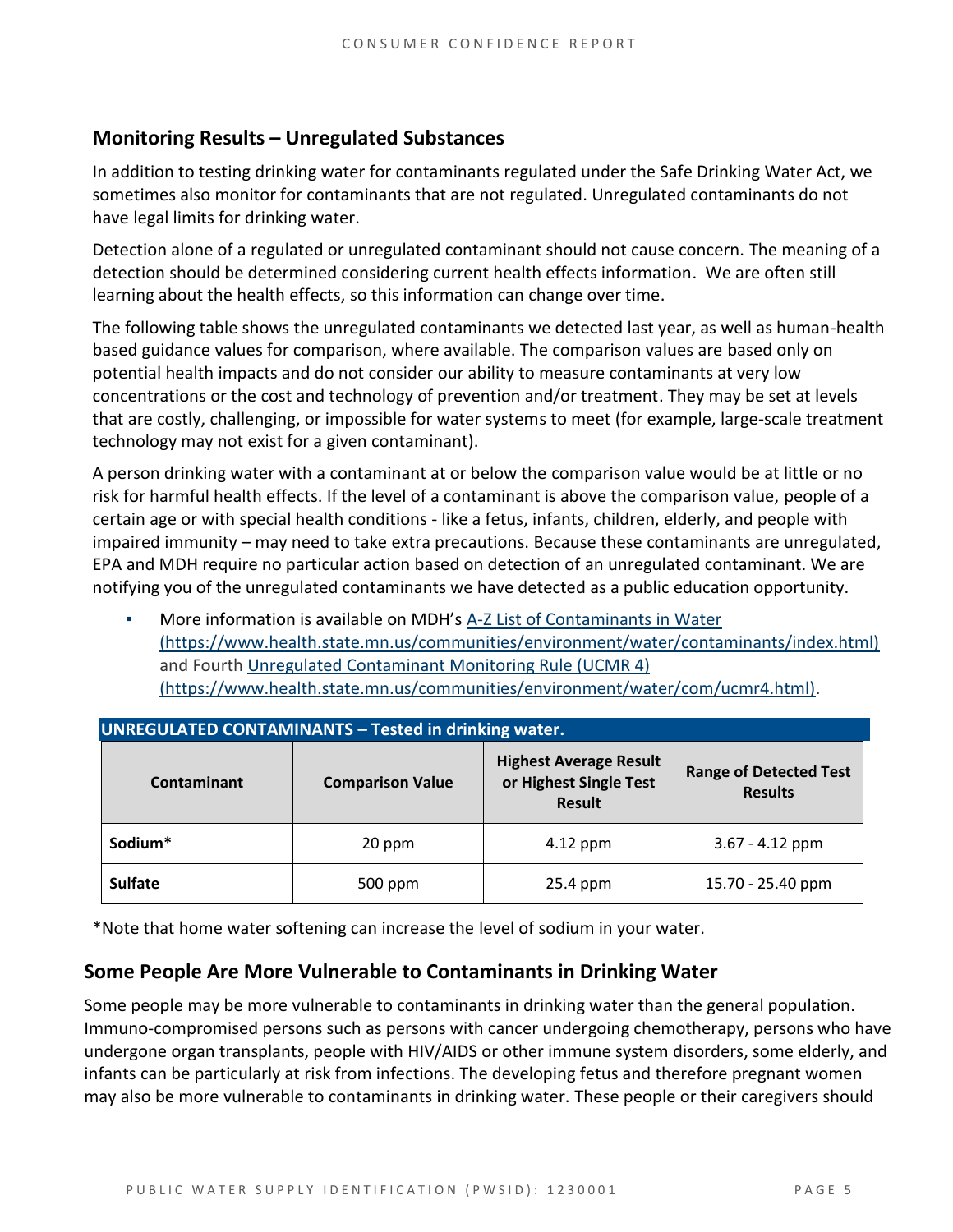## Monitoring Results – Unregulated Substances

In addition to testing drinking water for contaminants regulated under the Safe Drinking Water Act, we sometimes also monitor for contaminants that are not regulated. Unregulated contaminants do not have legal limits for drinking water.

Detection alone of a regulated or unregulated contaminant should not cause concern. The meaning of a detection should be determined considering current health effects information. We are often still learning about the health effects, so this information can change over time.

The following table shows the unregulated contaminants we detected last year, as well as human-health based guidance values for comparison, where available. The comparison values are based only on potential health impacts and do not consider our ability to measure contaminants at very low concentrations or the cost and technology of prevention and/or treatment. They may be set at levels that are costly, challenging, or impossible for water systems to meet (for example, large-scale treatment technology may not exist for a given contaminant).

A person drinking water with a contaminant at or below the comparison value would be at little or no risk for harmful health effects. If the level of a contaminant is above the comparison value, people of a certain age or with special health conditions - like a fetus, infants, children, elderly, and people with impaired immunity – may need to take extra precautions. Because these contaminants are unregulated, EPA and MDH require no particular action based on detection of an unregulated contaminant. We are notifying you of the unregulated contaminants we have detected as a public education opportunity.

- More information is available on MDH's A-Z List of Contaminants in Water (https://www.health.state.mn.us/communities/environment/water/contaminants/index.html) and Fourth Unregulated Contaminant Monitoring Rule (UCMR 4) (https://www.health.state.mn.us/communities/environment/water/com/ucmr4.html).

**UNREGULATED CONTAMINANTS – Tested in drinking water.**

| Contaminant | Comparison Value | Highest Average Result or Highest Single Test Result | Range of Detected Test Results |
|---|---|---|---|
| **Sodium*** | 20 ppm | 4.12 ppm | 3.67 - 4.12 ppm |
| **Sulfate** | 500 ppm | 25.4 ppm | 15.70 - 25.40 ppm |

*Note that home water softening can increase the level of sodium in your water.

## Some People Are More Vulnerable to Contaminants in Drinking Water

Some people may be more vulnerable to contaminants in drinking water than the general population. Immuno-compromised persons such as persons with cancer undergoing chemotherapy, persons who have undergone organ transplants, people with HIV/AIDS or other immune system disorders, some elderly, and infants can be particularly at risk from infections. The developing fetus and therefore pregnant women may also be more vulnerable to contaminants in drinking water. These people or their caregivers should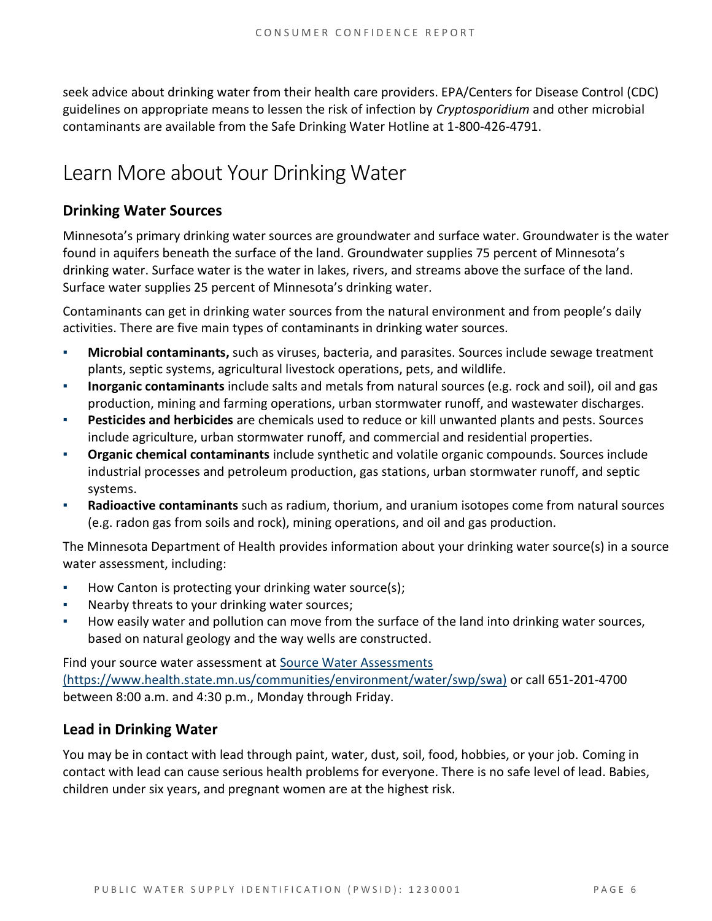seek advice about drinking water from their health care providers. EPA/Centers for Disease Control (CDC) guidelines on appropriate means to lessen the risk of infection by *Cryptosporidium* and other microbial contaminants are available from the Safe Drinking Water Hotline at 1-800-426-4791.

# Learn More about Your Drinking Water

## Drinking Water Sources

Minnesota's primary drinking water sources are groundwater and surface water. Groundwater is the water found in aquifers beneath the surface of the land. Groundwater supplies 75 percent of Minnesota's drinking water. Surface water is the water in lakes, rivers, and streams above the surface of the land. Surface water supplies 25 percent of Minnesota's drinking water.

Contaminants can get in drinking water sources from the natural environment and from people's daily activities. There are five main types of contaminants in drinking water sources.

- **Microbial contaminants,** such as viruses, bacteria, and parasites. Sources include sewage treatment plants, septic systems, agricultural livestock operations, pets, and wildlife.
- **Inorganic contaminants** include salts and metals from natural sources (e.g. rock and soil), oil and gas production, mining and farming operations, urban stormwater runoff, and wastewater discharges.
- **Pesticides and herbicides** are chemicals used to reduce or kill unwanted plants and pests. Sources include agriculture, urban stormwater runoff, and commercial and residential properties.
- **Organic chemical contaminants** include synthetic and volatile organic compounds. Sources include industrial processes and petroleum production, gas stations, urban stormwater runoff, and septic systems.
- **Radioactive contaminants** such as radium, thorium, and uranium isotopes come from natural sources (e.g. radon gas from soils and rock), mining operations, and oil and gas production.

The Minnesota Department of Health provides information about your drinking water source(s) in a source water assessment, including:

- How Canton is protecting your drinking water source(s);
- Nearby threats to your drinking water sources;
- How easily water and pollution can move from the surface of the land into drinking water sources, based on natural geology and the way wells are constructed.

Find your source water assessment at [Source Water Assessments (https://www.health.state.mn.us/communities/environment/water/swp/swa)](https://www.health.state.mn.us/communities/environment/water/swp/swa) or call 651-201-4700 between 8:00 a.m. and 4:30 p.m., Monday through Friday.

## Lead in Drinking Water

You may be in contact with lead through paint, water, dust, soil, food, hobbies, or your job. Coming in contact with lead can cause serious health problems for everyone. There is no safe level of lead. Babies, children under six years, and pregnant women are at the highest risk.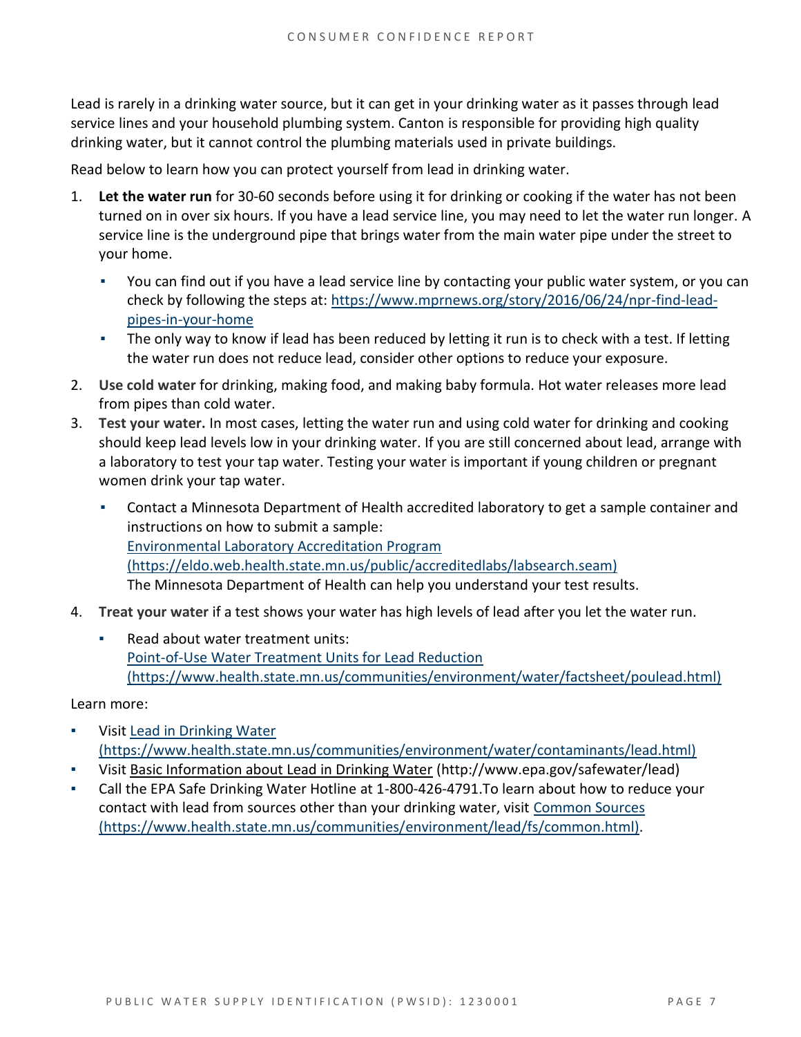Lead is rarely in a drinking water source, but it can get in your drinking water as it passes through lead service lines and your household plumbing system. Canton is responsible for providing high quality drinking water, but it cannot control the plumbing materials used in private buildings.

Read below to learn how you can protect yourself from lead in drinking water.

1. **Let the water run** for 30-60 seconds before using it for drinking or cooking if the water has not been turned on in over six hours. If you have a lead service line, you may need to let the water run longer. A service line is the underground pipe that brings water from the main water pipe under the street to your home.
   - You can find out if you have a lead service line by contacting your public water system, or you can check by following the steps at: [https://www.mprnews.org/story/2016/06/24/npr-find-lead-pipes-in-your-home](https://www.mprnews.org/story/2016/06/24/npr-find-lead-pipes-in-your-home)
   - The only way to know if lead has been reduced by letting it run is to check with a test. If letting the water run does not reduce lead, consider other options to reduce your exposure.
2. **Use cold water** for drinking, making food, and making baby formula. Hot water releases more lead from pipes than cold water.
3. **Test your water.** In most cases, letting the water run and using cold water for drinking and cooking should keep lead levels low in your drinking water. If you are still concerned about lead, arrange with a laboratory to test your tap water. Testing your water is important if young children or pregnant women drink your tap water.
   - Contact a Minnesota Department of Health accredited laboratory to get a sample container and instructions on how to submit a sample:
     [Environmental Laboratory Accreditation Program (https://eldo.web.health.state.mn.us/public/accreditedlabs/labsearch.seam)](https://eldo.web.health.state.mn.us/public/accreditedlabs/labsearch.seam)
     The Minnesota Department of Health can help you understand your test results.
4. **Treat your water** if a test shows your water has high levels of lead after you let the water run.
   - Read about water treatment units:
     [Point-of-Use Water Treatment Units for Lead Reduction (https://www.health.state.mn.us/communities/environment/water/factsheet/poulead.html)](https://www.health.state.mn.us/communities/environment/water/factsheet/poulead.html)

Learn more:

- Visit [Lead in Drinking Water (https://www.health.state.mn.us/communities/environment/water/contaminants/lead.html)](https://www.health.state.mn.us/communities/environment/water/contaminants/lead.html)
- Visit Basic Information about Lead in Drinking Water (http://www.epa.gov/safewater/lead)
- Call the EPA Safe Drinking Water Hotline at 1-800-426-4791.To learn about how to reduce your contact with lead from sources other than your drinking water, visit [Common Sources (https://www.health.state.mn.us/communities/environment/lead/fs/common.html)](https://www.health.state.mn.us/communities/environment/lead/fs/common.html).